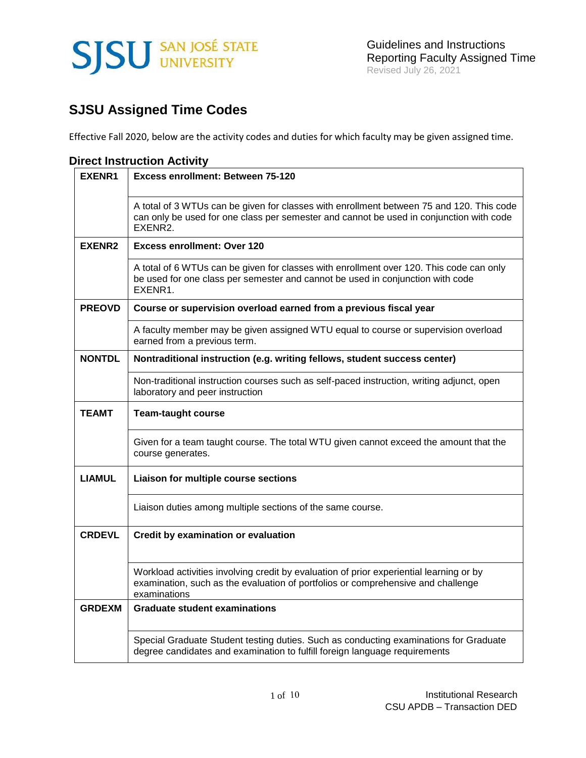# SJSU Assigned Time Codes

Effective Fall 2020, below are the activity codes and duties for which faculty may be given assigned time.

## Direct Instruction Activity

| Code | Description |
|---|---|
| **EXENR1** | **Excess enrollment: Between 75-120** |
| | A total of 3 WTUs can be given for classes with enrollment between 75 and 120. This code can only be used for one class per semester and cannot be used in conjunction with code EXENR2. |
| **EXENR2** | **Excess enrollment: Over 120** |
| | A total of 6 WTUs can be given for classes with enrollment over 120. This code can only be used for one class per semester and cannot be used in conjunction with code EXENR1. |
| **PREOVD** | **Course or supervision overload earned from a previous fiscal year** |
| | A faculty member may be given assigned WTU equal to course or supervision overload earned from a previous term. |
| **NONTDL** | **Nontraditional instruction (e.g. writing fellows, student success center)** |
| | Non-traditional instruction courses such as self-paced instruction, writing adjunct, open laboratory and peer instruction |
| **TEAMT** | **Team-taught course** |
| | Given for a team taught course. The total WTU given cannot exceed the amount that the course generates. |
| **LIAMUL** | **Liaison for multiple course sections** |
| | Liaison duties among multiple sections of the same course. |
| **CRDEVL** | **Credit by examination or evaluation** |
| | Workload activities involving credit by evaluation of prior experiential learning or by examination, such as the evaluation of portfolios or comprehensive and challenge examinations |
| **GRDEXM** | **Graduate student examinations** |
| | Special Graduate Student testing duties. Such as conducting examinations for Graduate degree candidates and examination to fulfill foreign language requirements |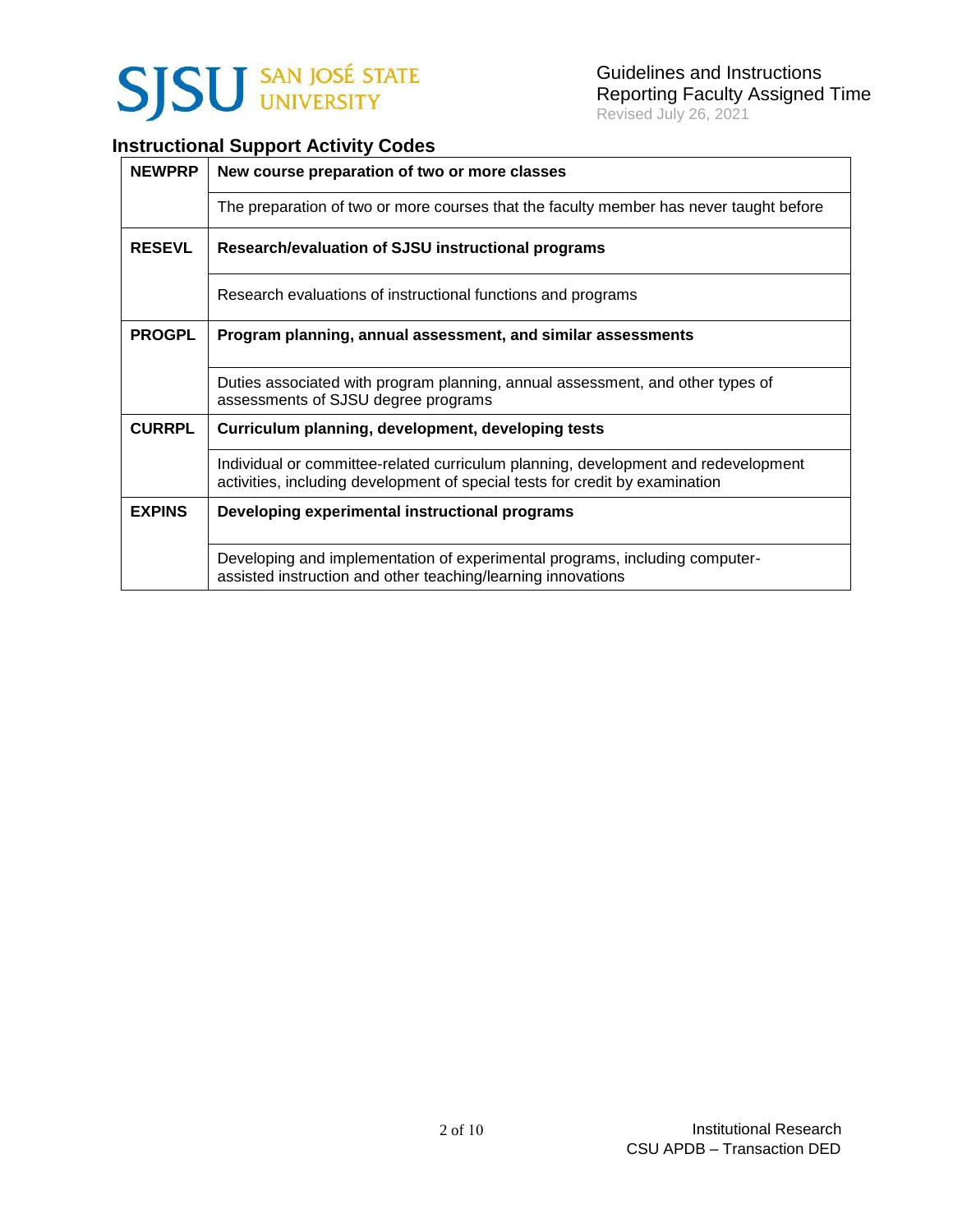## Instructional Support Activity Codes

| Code | Description |
| --- | --- |
| **NEWPRP** | **New course preparation of two or more classes** |
| | The preparation of two or more courses that the faculty member has never taught before |
| **RESEVL** | **Research/evaluation of SJSU instructional programs** |
| | Research evaluations of instructional functions and programs |
| **PROGPL** | **Program planning, annual assessment, and similar assessments** |
| | Duties associated with program planning, annual assessment, and other types of assessments of SJSU degree programs |
| **CURRPL** | **Curriculum planning, development, developing tests** |
| | Individual or committee-related curriculum planning, development and redevelopment activities, including development of special tests for credit by examination |
| **EXPINS** | **Developing experimental instructional programs** |
| | Developing and implementation of experimental programs, including computer-assisted instruction and other teaching/learning innovations |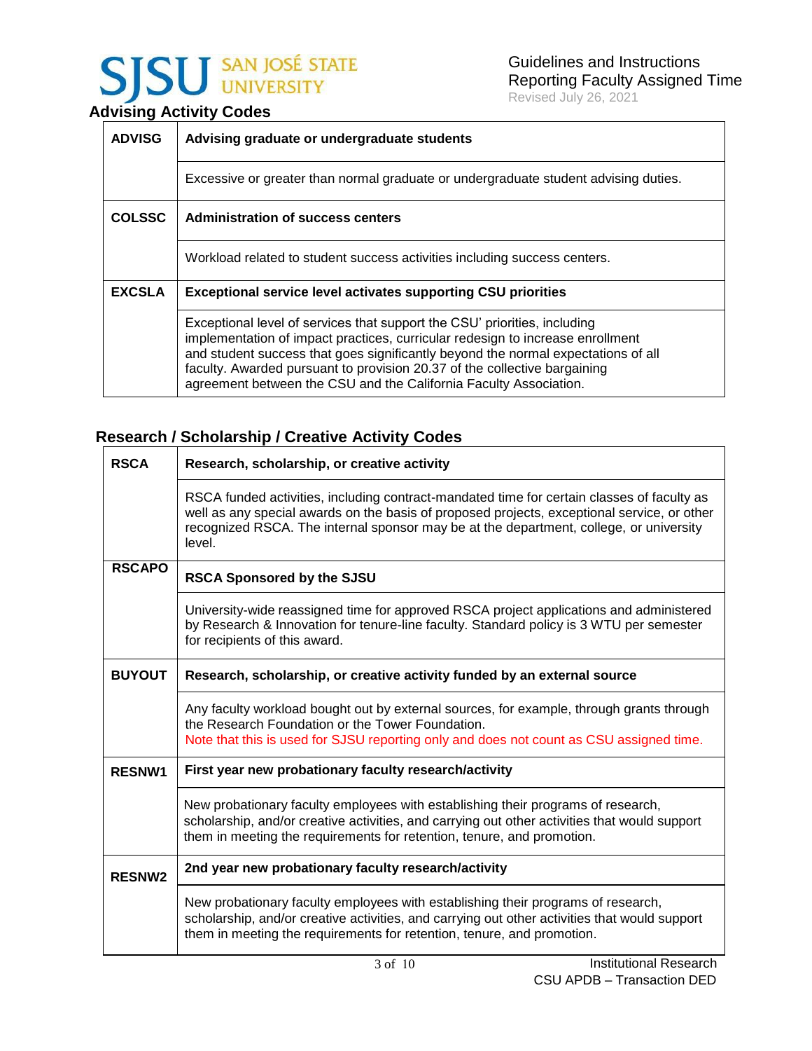## Advising Activity Codes

| | |
|---|---|
| **ADVISG** | **Advising graduate or undergraduate students** |
| | Excessive or greater than normal graduate or undergraduate student advising duties. |
| **COLSSC** | **Administration of success centers** |
| | Workload related to student success activities including success centers. |
| **EXCSLA** | **Exceptional service level activates supporting CSU priorities** |
| | Exceptional level of services that support the CSU' priorities, including implementation of impact practices, curricular redesign to increase enrollment and student success that goes significantly beyond the normal expectations of all faculty. Awarded pursuant to provision 20.37 of the collective bargaining agreement between the CSU and the California Faculty Association. |

## Research / Scholarship / Creative Activity Codes

| | |
|---|---|
| **RSCA** | **Research, scholarship, or creative activity** |
| | RSCA funded activities, including contract-mandated time for certain classes of faculty as well as any special awards on the basis of proposed projects, exceptional service, or other recognized RSCA. The internal sponsor may be at the department, college, or university level. |
| **RSCAPO** | **RSCA Sponsored by the SJSU** |
| | University-wide reassigned time for approved RSCA project applications and administered by Research & Innovation for tenure-line faculty. Standard policy is 3 WTU per semester for recipients of this award. |
| **BUYOUT** | **Research, scholarship, or creative activity funded by an external source** |
| | Any faculty workload bought out by external sources, for example, through grants through the Research Foundation or the Tower Foundation. Note that this is used for SJSU reporting only and does not count as CSU assigned time. |
| **RESNW1** | **First year new probationary faculty research/activity** |
| | New probationary faculty employees with establishing their programs of research, scholarship, and/or creative activities, and carrying out other activities that would support them in meeting the requirements for retention, tenure, and promotion. |
| **RESNW2** | **2nd year new probationary faculty research/activity** |
| | New probationary faculty employees with establishing their programs of research, scholarship, and/or creative activities, and carrying out other activities that would support them in meeting the requirements for retention, tenure, and promotion. |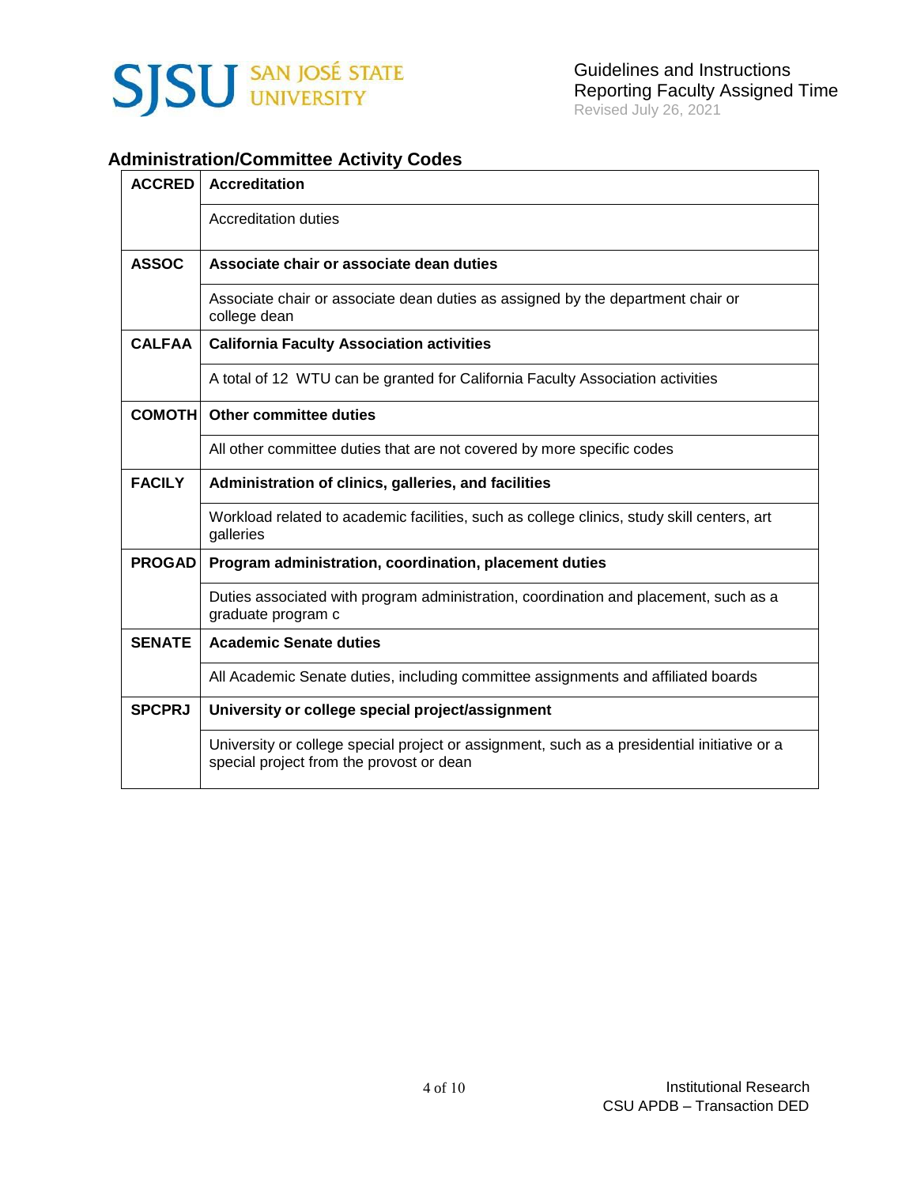## Administration/Committee Activity Codes

| Code | Description |
|---|---|
| **ACCRED** | **Accreditation** |
| | Accreditation duties |
| **ASSOC** | **Associate chair or associate dean duties** |
| | Associate chair or associate dean duties as assigned by the department chair or college dean |
| **CALFAA** | **California Faculty Association activities** |
| | A total of 12 WTU can be granted for California Faculty Association activities |
| **COMOTH** | **Other committee duties** |
| | All other committee duties that are not covered by more specific codes |
| **FACILY** | **Administration of clinics, galleries, and facilities** |
| | Workload related to academic facilities, such as college clinics, study skill centers, art galleries |
| **PROGAD** | **Program administration, coordination, placement duties** |
| | Duties associated with program administration, coordination and placement, such as a graduate program c |
| **SENATE** | **Academic Senate duties** |
| | All Academic Senate duties, including committee assignments and affiliated boards |
| **SPCPRJ** | **University or college special project/assignment** |
| | University or college special project or assignment, such as a presidential initiative or a special project from the provost or dean |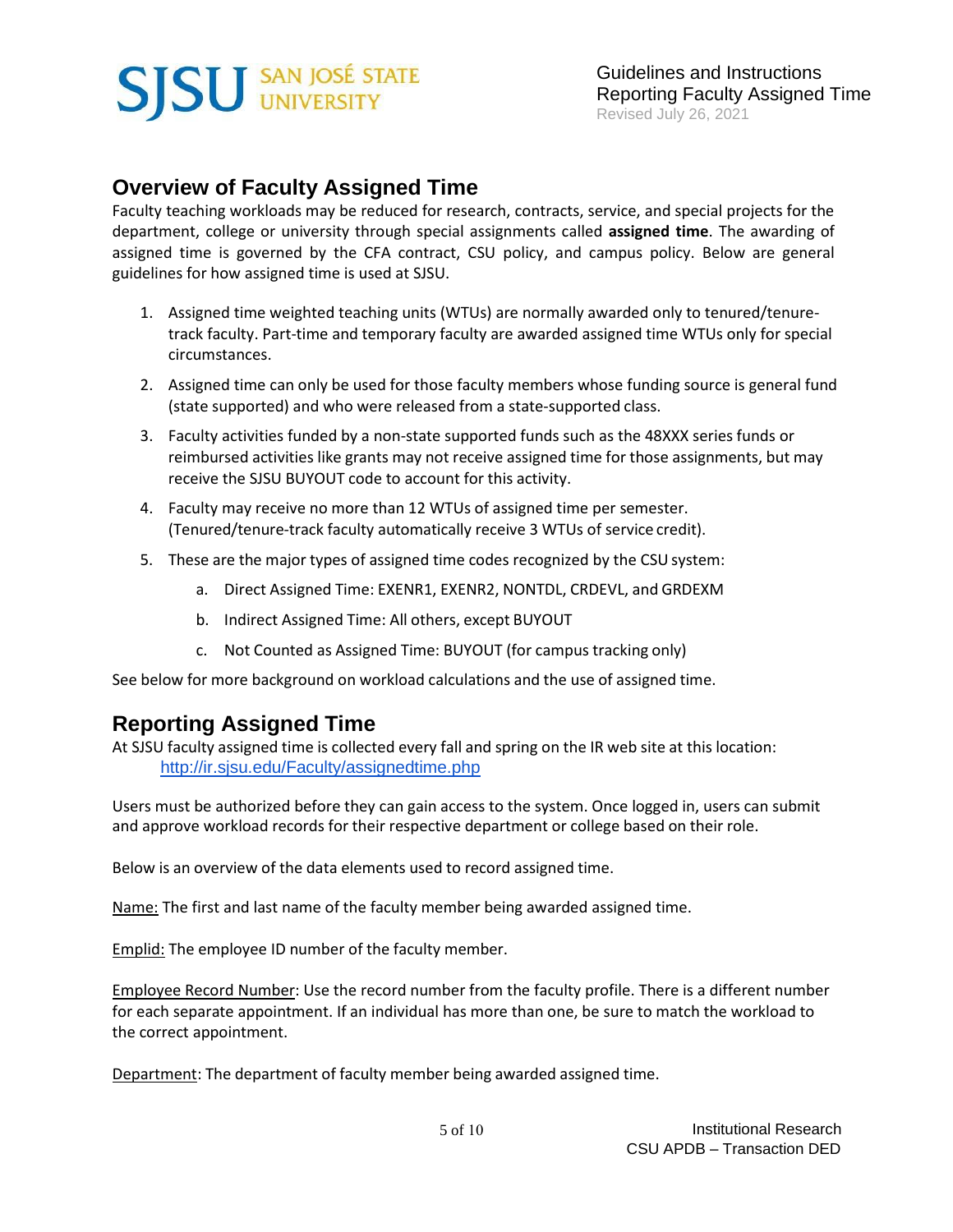## Overview of Faculty Assigned Time

Faculty teaching workloads may be reduced for research, contracts, service, and special projects for the department, college or university through special assignments called **assigned time**. The awarding of assigned time is governed by the CFA contract, CSU policy, and campus policy. Below are general guidelines for how assigned time is used at SJSU.

1. Assigned time weighted teaching units (WTUs) are normally awarded only to tenured/tenure-track faculty. Part-time and temporary faculty are awarded assigned time WTUs only for special circumstances.
2. Assigned time can only be used for those faculty members whose funding source is general fund (state supported) and who were released from a state-supported class.
3. Faculty activities funded by a non-state supported funds such as the 48XXX series funds or reimbursed activities like grants may not receive assigned time for those assignments, but may receive the SJSU BUYOUT code to account for this activity.
4. Faculty may receive no more than 12 WTUs of assigned time per semester. (Tenured/tenure-track faculty automatically receive 3 WTUs of service credit).
5. These are the major types of assigned time codes recognized by the CSU system:
   a. Direct Assigned Time: EXENR1, EXENR2, NONTDL, CRDEVL, and GRDEXM
   b. Indirect Assigned Time: All others, except BUYOUT
   c. Not Counted as Assigned Time: BUYOUT (for campus tracking only)

See below for more background on workload calculations and the use of assigned time.

## Reporting Assigned Time

At SJSU faculty assigned time is collected every fall and spring on the IR web site at this location:
[http://ir.sjsu.edu/Faculty/assignedtime.php](http://ir.sjsu.edu/Faculty/assignedtime.php)

Users must be authorized before they can gain access to the system. Once logged in, users can submit and approve workload records for their respective department or college based on their role.

Below is an overview of the data elements used to record assigned time.

Name: The first and last name of the faculty member being awarded assigned time.

Emplid: The employee ID number of the faculty member.

Employee Record Number: Use the record number from the faculty profile. There is a different number for each separate appointment. If an individual has more than one, be sure to match the workload to the correct appointment.

Department: The department of faculty member being awarded assigned time.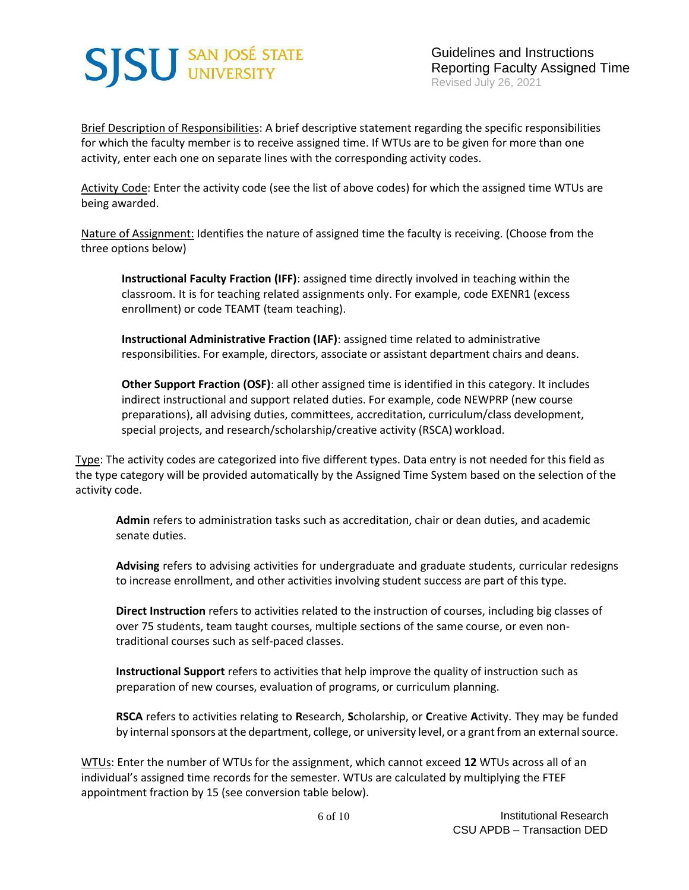Brief Description of Responsibilities: A brief descriptive statement regarding the specific responsibilities for which the faculty member is to receive assigned time. If WTUs are to be given for more than one activity, enter each one on separate lines with the corresponding activity codes.

Activity Code: Enter the activity code (see the list of above codes) for which the assigned time WTUs are being awarded.

Nature of Assignment: Identifies the nature of assigned time the faculty is receiving. (Choose from the three options below)

> **Instructional Faculty Fraction (IFF)**: assigned time directly involved in teaching within the classroom. It is for teaching related assignments only. For example, code EXENR1 (excess enrollment) or code TEAMT (team teaching).
>
> **Instructional Administrative Fraction (IAF)**: assigned time related to administrative responsibilities. For example, directors, associate or assistant department chairs and deans.
>
> **Other Support Fraction (OSF)**: all other assigned time is identified in this category. It includes indirect instructional and support related duties. For example, code NEWPRP (new course preparations), all advising duties, committees, accreditation, curriculum/class development, special projects, and research/scholarship/creative activity (RSCA) workload.

Type: The activity codes are categorized into five different types. Data entry is not needed for this field as the type category will be provided automatically by the Assigned Time System based on the selection of the activity code.

> **Admin** refers to administration tasks such as accreditation, chair or dean duties, and academic senate duties.
>
> **Advising** refers to advising activities for undergraduate and graduate students, curricular redesigns to increase enrollment, and other activities involving student success are part of this type.
>
> **Direct Instruction** refers to activities related to the instruction of courses, including big classes of over 75 students, team taught courses, multiple sections of the same course, or even non-traditional courses such as self-paced classes.
>
> **Instructional Support** refers to activities that help improve the quality of instruction such as preparation of new courses, evaluation of programs, or curriculum planning.
>
> **RSCA** refers to activities relating to **R**esearch, **S**cholarship, or **C**reative **A**ctivity. They may be funded by internal sponsors at the department, college, or university level, or a grant from an external source.

WTUs: Enter the number of WTUs for the assignment, which cannot exceed **12** WTUs across all of an individual's assigned time records for the semester. WTUs are calculated by multiplying the FTEF appointment fraction by 15 (see conversion table below).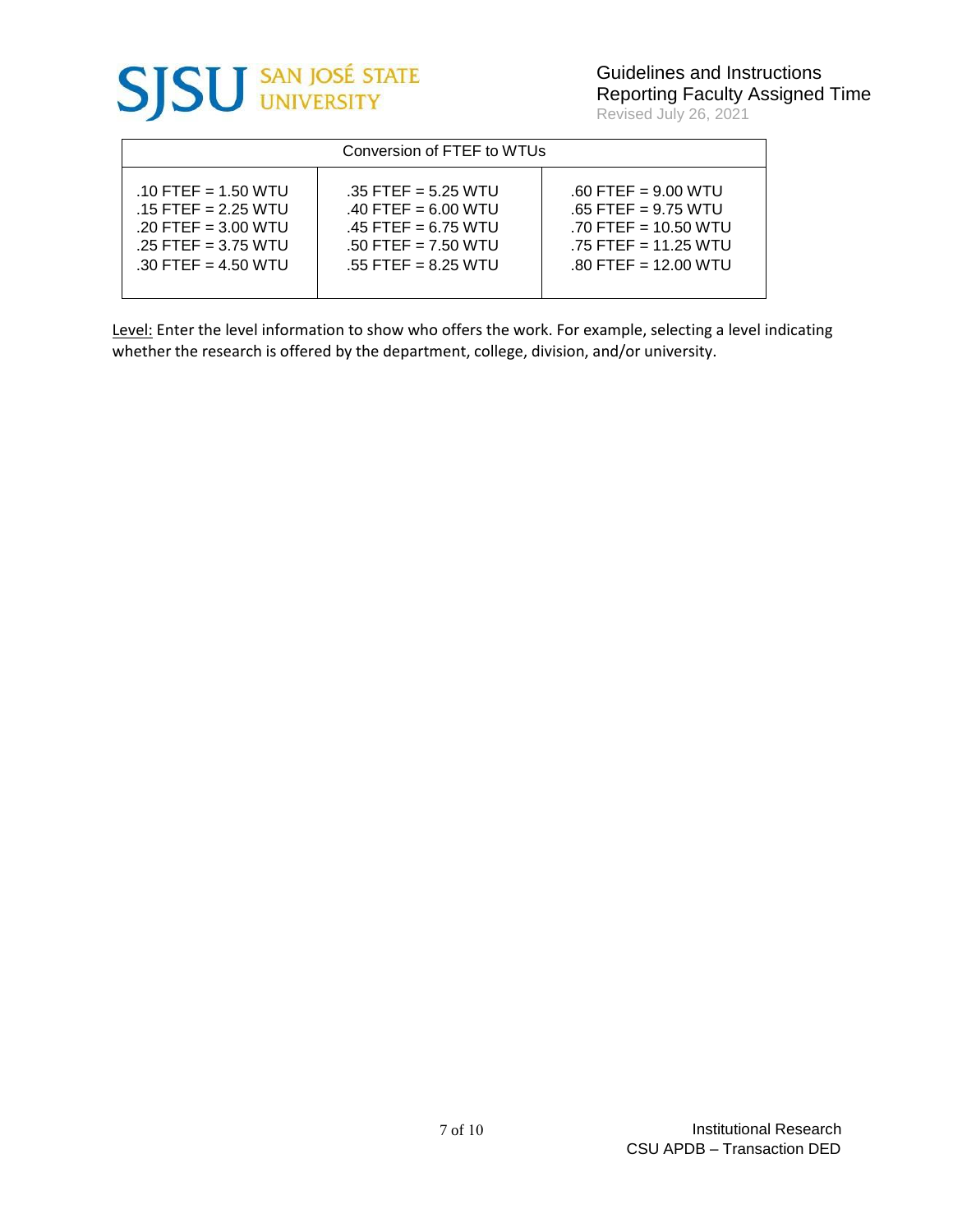| Conversion of FTEF to WTUs | | |
|---|---|---|
| .10 FTEF = 1.50 WTU<br>.15 FTEF = 2.25 WTU<br>.20 FTEF = 3.00 WTU<br>.25 FTEF = 3.75 WTU<br>.30 FTEF = 4.50 WTU | .35 FTEF = 5.25 WTU<br>.40 FTEF = 6.00 WTU<br>.45 FTEF = 6.75 WTU<br>.50 FTEF = 7.50 WTU<br>.55 FTEF = 8.25 WTU | .60 FTEF = 9.00 WTU<br>.65 FTEF = 9.75 WTU<br>.70 FTEF = 10.50 WTU<br>.75 FTEF = 11.25 WTU<br>.80 FTEF = 12.00 WTU |

Level: Enter the level information to show who offers the work. For example, selecting a level indicating whether the research is offered by the department, college, division, and/or university.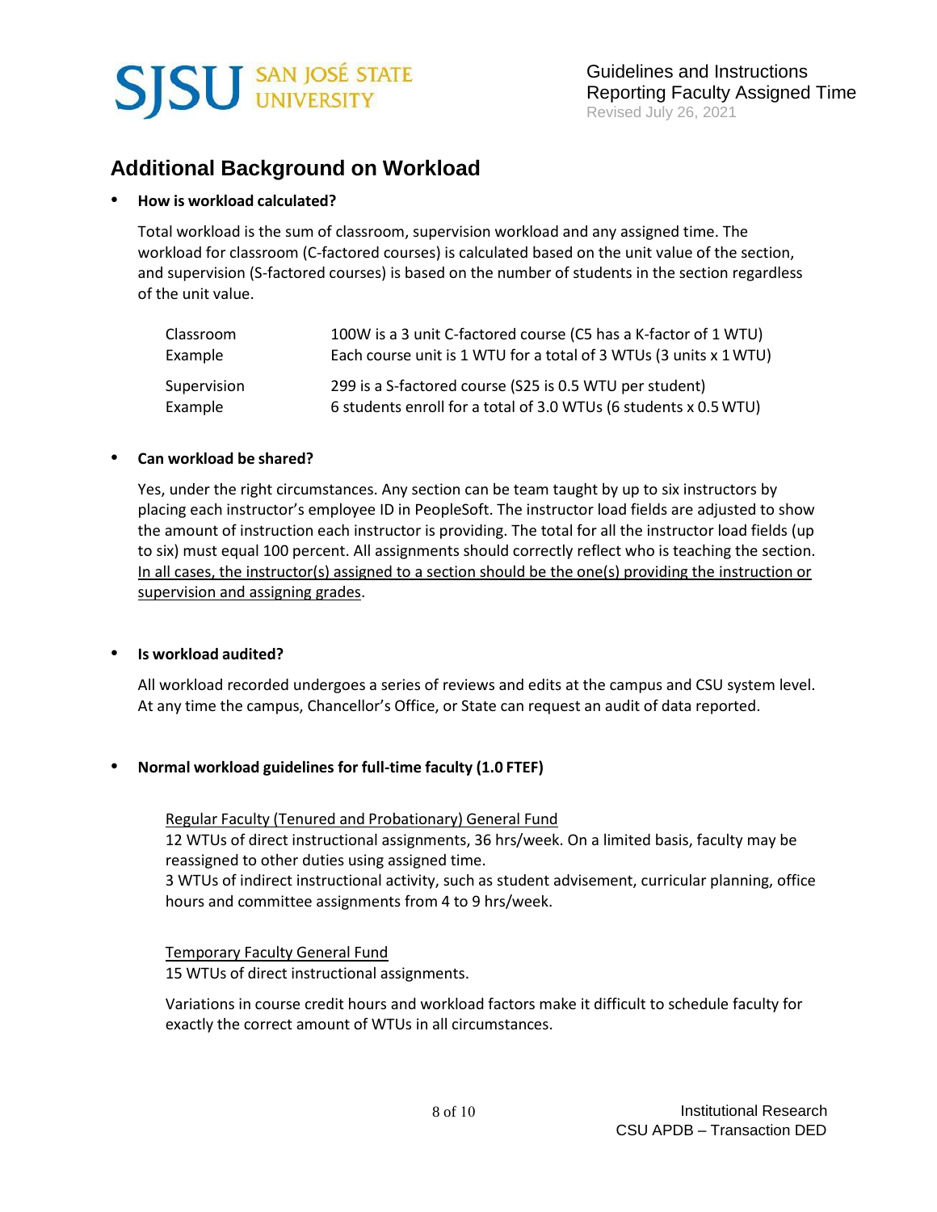## Additional Background on Workload

- **How is workload calculated?**

  Total workload is the sum of classroom, supervision workload and any assigned time. The workload for classroom (C-factored courses) is calculated based on the unit value of the section, and supervision (S-factored courses) is based on the number of students in the section regardless of the unit value.

  | | |
  |---|---|
  | Classroom Example | 100W is a 3 unit C-factored course (C5 has a K-factor of 1 WTU)<br>Each course unit is 1 WTU for a total of 3 WTUs (3 units x 1 WTU) |
  | Supervision Example | 299 is a S-factored course (S25 is 0.5 WTU per student)<br>6 students enroll for a total of 3.0 WTUs (6 students x 0.5 WTU) |

- **Can workload be shared?**

  Yes, under the right circumstances. Any section can be team taught by up to six instructors by placing each instructor's employee ID in PeopleSoft. The instructor load fields are adjusted to show the amount of instruction each instructor is providing. The total for all the instructor load fields (up to six) must equal 100 percent. All assignments should correctly reflect who is teaching the section. <u>In all cases, the instructor(s) assigned to a section should be the one(s) providing the instruction or supervision and assigning grades</u>.

- **Is workload audited?**

  All workload recorded undergoes a series of reviews and edits at the campus and CSU system level. At any time the campus, Chancellor's Office, or State can request an audit of data reported.

- **Normal workload guidelines for full-time faculty (1.0 FTEF)**

  <u>Regular Faculty (Tenured and Probationary) General Fund</u>
  12 WTUs of direct instructional assignments, 36 hrs/week. On a limited basis, faculty may be reassigned to other duties using assigned time.
  3 WTUs of indirect instructional activity, such as student advisement, curricular planning, office hours and committee assignments from 4 to 9 hrs/week.

  <u>Temporary Faculty General Fund</u>
  15 WTUs of direct instructional assignments.

  Variations in course credit hours and workload factors make it difficult to schedule faculty for exactly the correct amount of WTUs in all circumstances.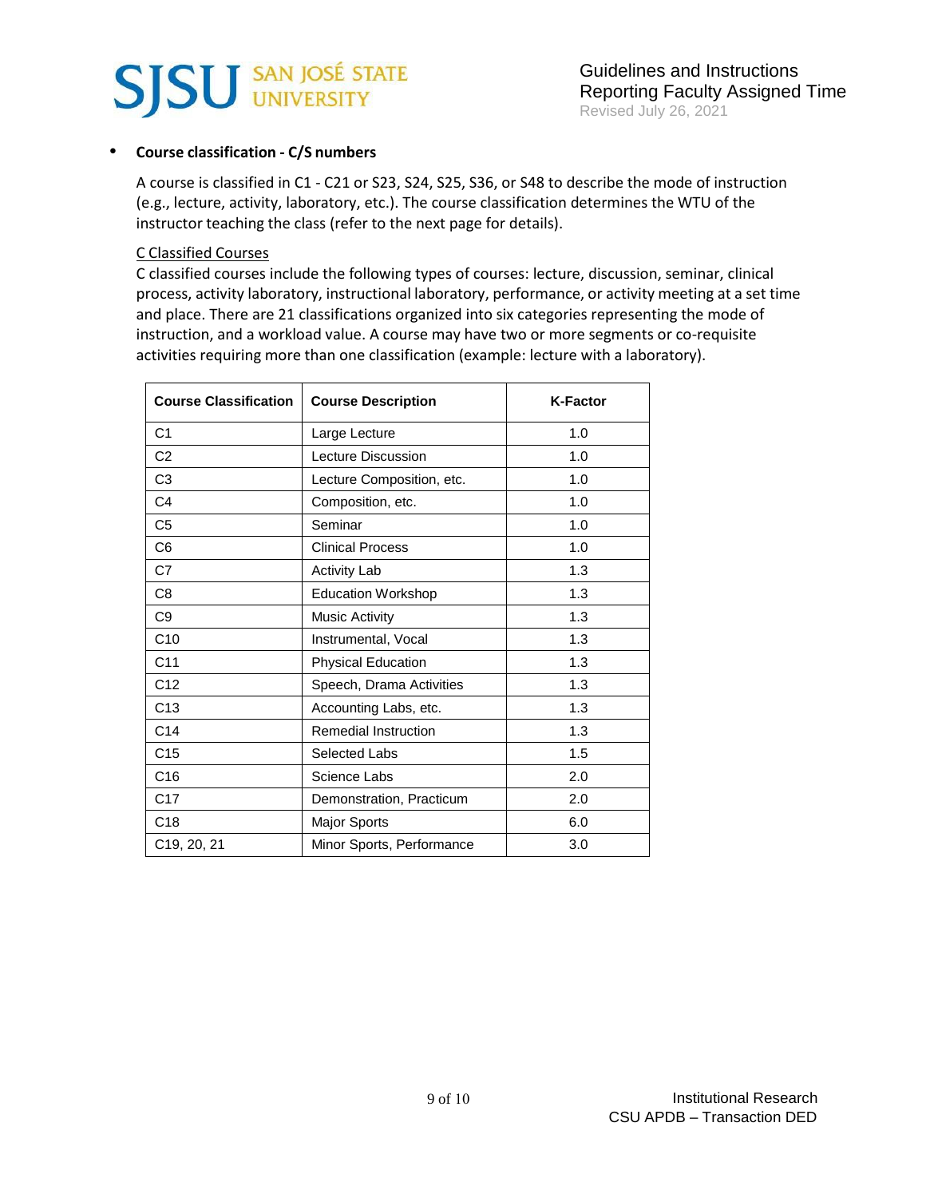- **Course classification - C/S numbers**

  A course is classified in C1 - C21 or S23, S24, S25, S36, or S48 to describe the mode of instruction (e.g., lecture, activity, laboratory, etc.). The course classification determines the WTU of the instructor teaching the class (refer to the next page for details).

  C Classified Courses

  C classified courses include the following types of courses: lecture, discussion, seminar, clinical process, activity laboratory, instructional laboratory, performance, or activity meeting at a set time and place. There are 21 classifications organized into six categories representing the mode of instruction, and a workload value. A course may have two or more segments or co-requisite activities requiring more than one classification (example: lecture with a laboratory).

| Course Classification | Course Description | K-Factor |
|---|---|---|
| C1 | Large Lecture | 1.0 |
| C2 | Lecture Discussion | 1.0 |
| C3 | Lecture Composition, etc. | 1.0 |
| C4 | Composition, etc. | 1.0 |
| C5 | Seminar | 1.0 |
| C6 | Clinical Process | 1.0 |
| C7 | Activity Lab | 1.3 |
| C8 | Education Workshop | 1.3 |
| C9 | Music Activity | 1.3 |
| C10 | Instrumental, Vocal | 1.3 |
| C11 | Physical Education | 1.3 |
| C12 | Speech, Drama Activities | 1.3 |
| C13 | Accounting Labs, etc. | 1.3 |
| C14 | Remedial Instruction | 1.3 |
| C15 | Selected Labs | 1.5 |
| C16 | Science Labs | 2.0 |
| C17 | Demonstration, Practicum | 2.0 |
| C18 | Major Sports | 6.0 |
| C19, 20, 21 | Minor Sports, Performance | 3.0 |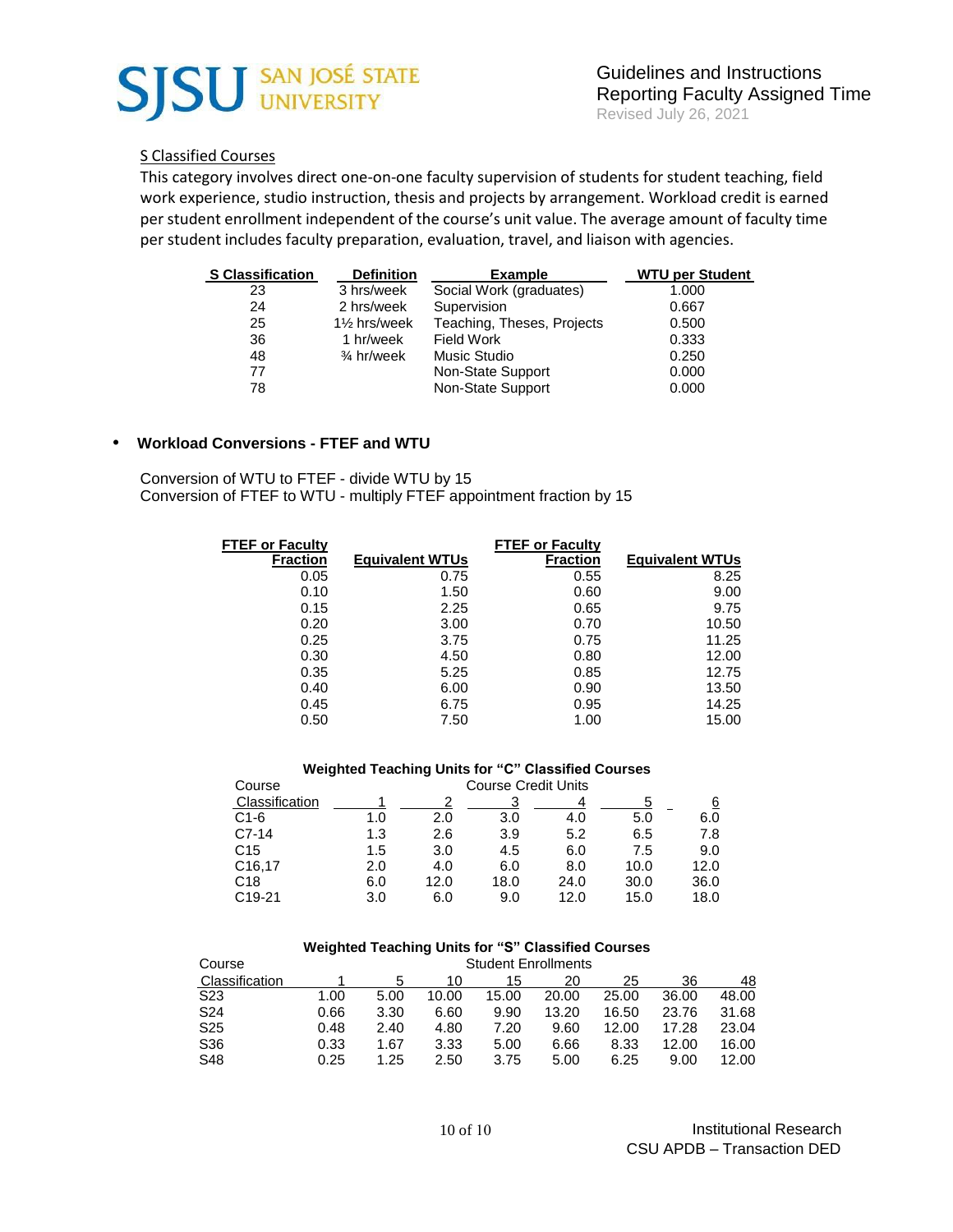### S Classified Courses

This category involves direct one-on-one faculty supervision of students for student teaching, field work experience, studio instruction, thesis and projects by arrangement. Workload credit is earned per student enrollment independent of the course's unit value. The average amount of faculty time per student includes faculty preparation, evaluation, travel, and liaison with agencies.

| S Classification | Definition | Example | WTU per Student |
|---|---|---|---|
| 23 | 3 hrs/week | Social Work (graduates) | 1.000 |
| 24 | 2 hrs/week | Supervision | 0.667 |
| 25 | 1½ hrs/week | Teaching, Theses, Projects | 0.500 |
| 36 | 1 hr/week | Field Work | 0.333 |
| 48 | ¾ hr/week | Music Studio | 0.250 |
| 77 | | Non-State Support | 0.000 |
| 78 | | Non-State Support | 0.000 |

- **Workload Conversions - FTEF and WTU**

Conversion of WTU to FTEF - divide WTU by 15
Conversion of FTEF to WTU - multiply FTEF appointment fraction by 15

| FTEF or Faculty Fraction | Equivalent WTUs | FTEF or Faculty Fraction | Equivalent WTUs |
|---|---|---|---|
| 0.05 | 0.75 | 0.55 | 8.25 |
| 0.10 | 1.50 | 0.60 | 9.00 |
| 0.15 | 2.25 | 0.65 | 9.75 |
| 0.20 | 3.00 | 0.70 | 10.50 |
| 0.25 | 3.75 | 0.75 | 11.25 |
| 0.30 | 4.50 | 0.80 | 12.00 |
| 0.35 | 5.25 | 0.85 | 12.75 |
| 0.40 | 6.00 | 0.90 | 13.50 |
| 0.45 | 6.75 | 0.95 | 14.25 |
| 0.50 | 7.50 | 1.00 | 15.00 |

**Weighted Teaching Units for "C" Classified Courses**

| Course Classification | Course Credit Units 1 | 2 | 3 | 4 | 5 | 6 |
|---|---|---|---|---|---|---|
| C1-6 | 1.0 | 2.0 | 3.0 | 4.0 | 5.0 | 6.0 |
| C7-14 | 1.3 | 2.6 | 3.9 | 5.2 | 6.5 | 7.8 |
| C15 | 1.5 | 3.0 | 4.5 | 6.0 | 7.5 | 9.0 |
| C16,17 | 2.0 | 4.0 | 6.0 | 8.0 | 10.0 | 12.0 |
| C18 | 6.0 | 12.0 | 18.0 | 24.0 | 30.0 | 36.0 |
| C19-21 | 3.0 | 6.0 | 9.0 | 12.0 | 15.0 | 18.0 |

**Weighted Teaching Units for "S" Classified Courses**

| Course Classification | Student Enrollments 1 | 5 | 10 | 15 | 20 | 25 | 36 | 48 |
|---|---|---|---|---|---|---|---|---|
| S23 | 1.00 | 5.00 | 10.00 | 15.00 | 20.00 | 25.00 | 36.00 | 48.00 |
| S24 | 0.66 | 3.30 | 6.60 | 9.90 | 13.20 | 16.50 | 23.76 | 31.68 |
| S25 | 0.48 | 2.40 | 4.80 | 7.20 | 9.60 | 12.00 | 17.28 | 23.04 |
| S36 | 0.33 | 1.67 | 3.33 | 5.00 | 6.66 | 8.33 | 12.00 | 16.00 |
| S48 | 0.25 | 1.25 | 2.50 | 3.75 | 5.00 | 6.25 | 9.00 | 12.00 |